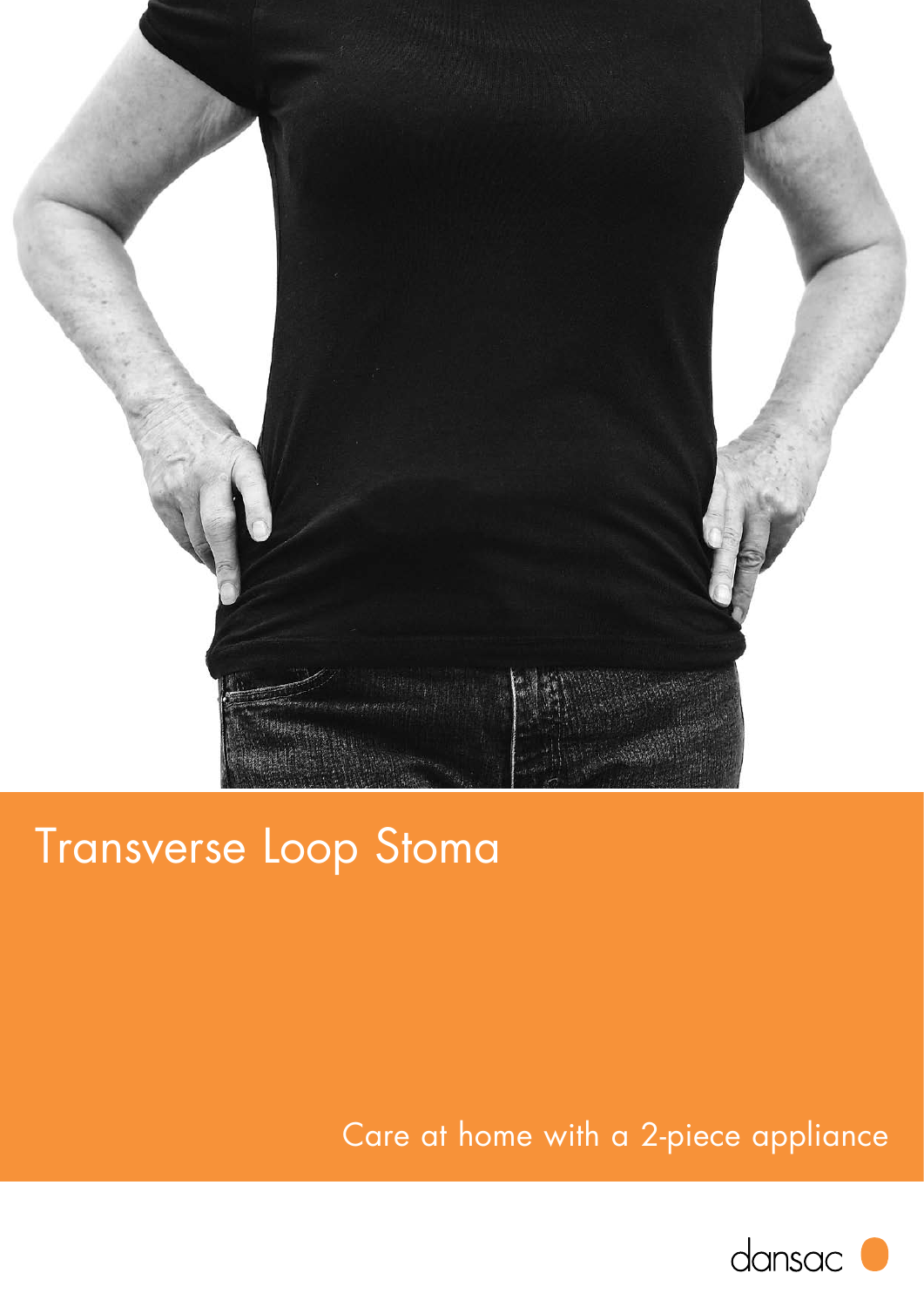# Transverse Loop Stoma

Care at home with a 2-piece appliance

dansac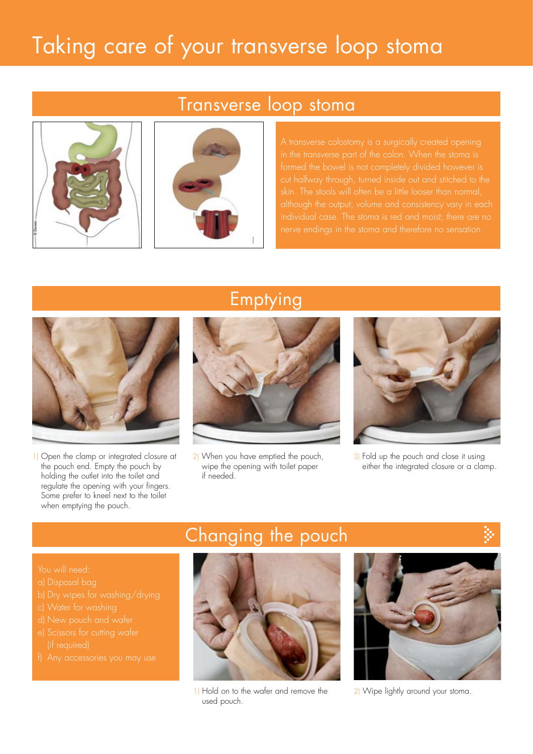# Taking care of your transverse loop stoma

## Transverse loop stoma

A transverse colostomy is a surgically created opening in the transverse part of the colon. When the stoma is formed the bowel is not completely divided however is cut halfway through, turned inside out and stitched to the skin. The stools will often be a little looser than normal, although the output, volume and consistency vary in each individual case. The stoma is red and moist; there are no nerve endings in the stoma and therefore no sensation.

## Emptying

1) Open the clamp or integrated closure at the pouch end. Empty the pouch by holding the outlet into the toilet and regulate the opening with your fingers. Some prefer to kneel next to the toilet when emptying the pouch.

2) When you have emptied the pouch, wipe the opening with toilet paper if needed.

3) Fold up the pouch and close it using either the integrated closure or a clamp.

## Changing the pouch

You will need:

a) Disposal bag
b) Dry wipes for washing/drying
c) Water for washing
d) New pouch and wafer
e) Scissors for cutting wafer (if required)
f) Any accessories you may use

1) Hold on to the wafer and remove the used pouch.

2) Wipe lightly around your stoma.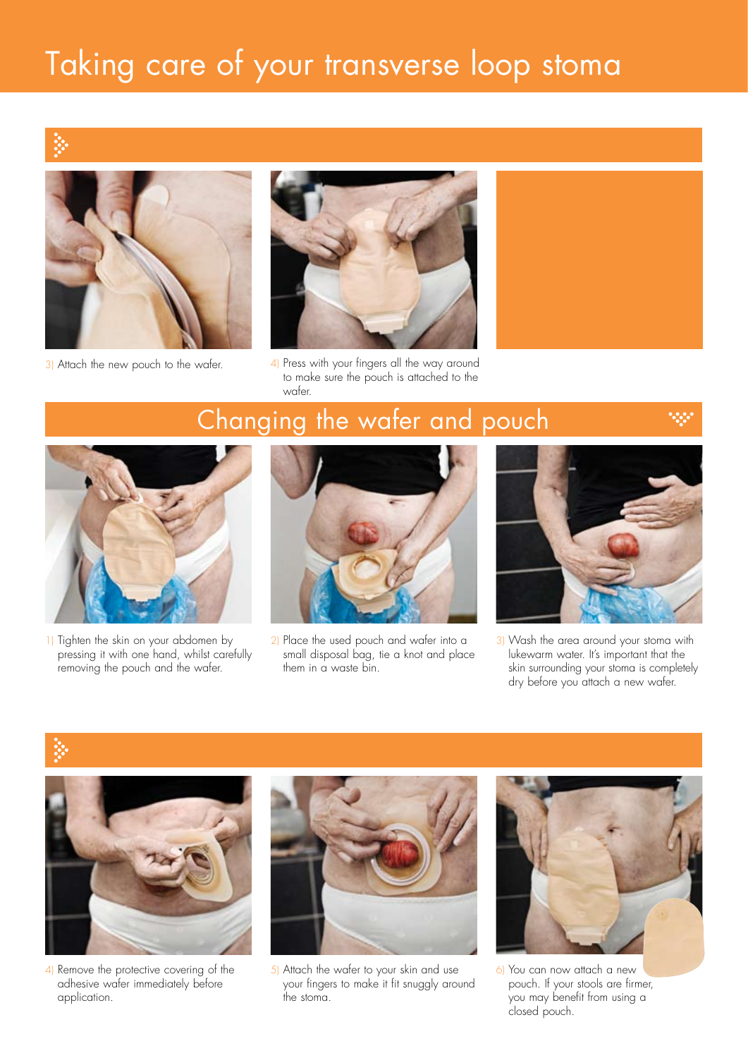# Taking care of your transverse loop stoma

3| Attach the new pouch to the wafer.

4| Press with your fingers all the way around to make sure the pouch is attached to the wafer.

## Changing the wafer and pouch

1| Tighten the skin on your abdomen by pressing it with one hand, whilst carefully removing the pouch and the wafer.

2| Place the used pouch and wafer into a small disposal bag, tie a knot and place them in a waste bin.

3| Wash the area around your stoma with lukewarm water. It's important that the skin surrounding your stoma is completely dry before you attach a new wafer.

4| Remove the protective covering of the adhesive wafer immediately before application.

5| Attach the wafer to your skin and use your fingers to make it fit snuggly around the stoma.

6| You can now attach a new pouch. If your stools are firmer, you may benefit from using a closed pouch.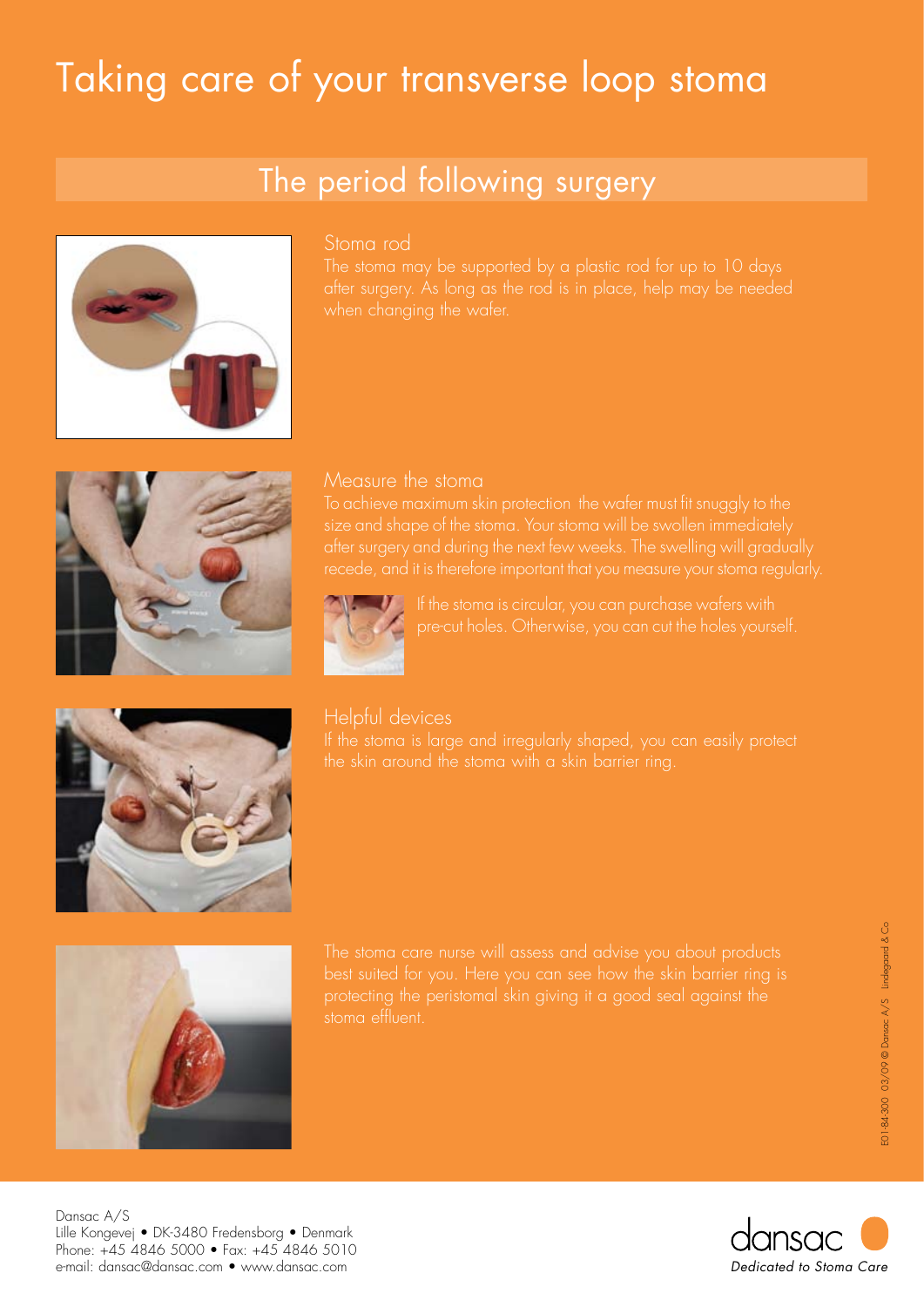# Taking care of your transverse loop stoma

## The period following surgery

### Stoma rod

The stoma may be supported by a plastic rod for up to 10 days after surgery. As long as the rod is in place, help may be needed when changing the wafer.

### Measure the stoma

To achieve maximum skin protection the wafer must fit snuggly to the size and shape of the stoma. Your stoma will be swollen immediately after surgery and during the next few weeks. The swelling will gradually recede, and it is therefore important that you measure your stoma regularly.

If the stoma is circular, you can purchase wafers with pre-cut holes. Otherwise, you can cut the holes yourself.

### Helpful devices

If the stoma is large and irregularly shaped, you can easily protect the skin around the stoma with a skin barrier ring.

The stoma care nurse will assess and advise you about products best suited for you. Here you can see how the skin barrier ring is protecting the peristomal skin giving it a good seal against the stoma effluent.

E01-84-300 03/09 © Dansac A/S Lindegaard & Co

Dansac A/S
Lille Kongevej • DK-3480 Fredensborg • Denmark
Phone: +45 4846 5000 • Fax: +45 4846 5010
e-mail: dansac@dansac.com • www.dansac.com

dansac
*Dedicated to Stoma Care*